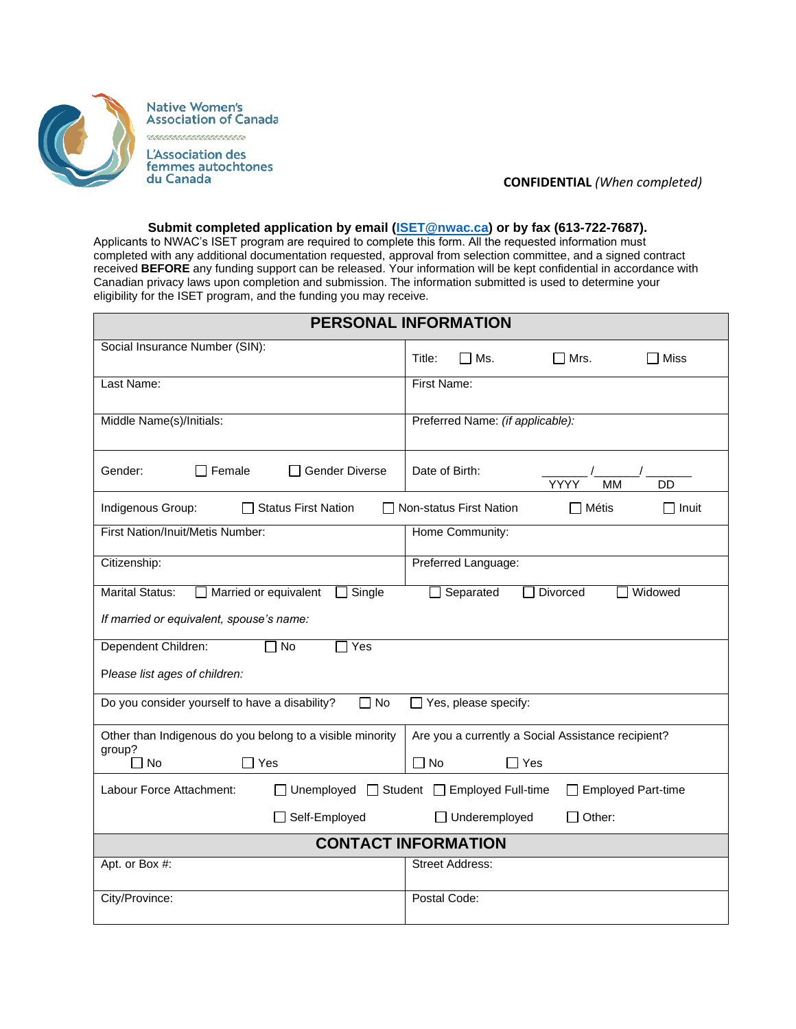Native Women's Association of Canada

L'Association des femmes autochtones du Canada

**CONFIDENTIAL** *(When completed)*

**Submit completed application by email ([ISET@nwac.ca](mailto:ISET@nwac.ca)) or by fax (613-722-7687).**

Applicants to NWAC's ISET program are required to complete this form. All the requested information must completed with any additional documentation requested, approval from selection committee, and a signed contract received **BEFORE** any funding support can be released. Your information will be kept confidential in accordance with Canadian privacy laws upon completion and submission. The information submitted is used to determine your eligibility for the ISET program, and the funding you may receive.

## PERSONAL INFORMATION

| | |
|---|---|
| Social Insurance Number (SIN): | Title: ☐ Ms. ☐ Mrs. ☐ Miss |
| Last Name: | First Name: |
| Middle Name(s)/Initials: | Preferred Name: *(if applicable)*: |
| Gender: ☐ Female ☐ Gender Diverse | Date of Birth: _______ /_______/ _______ YYYY MM DD |
| Indigenous Group: ☐ Status First Nation | ☐ Non-status First Nation ☐ Métis ☐ Inuit |
| First Nation/Inuit/Metis Number: | Home Community: |
| Citizenship: | Preferred Language: |
| Marital Status: ☐ Married or equivalent ☐ Single | ☐ Separated ☐ Divorced ☐ Widowed |
| *If married or equivalent, spouse's name:* | |
| Dependent Children: ☐ No ☐ Yes | |
| *Please list ages of children:* | |
| Do you consider yourself to have a disability? ☐ No | ☐ Yes, please specify: |
| Other than Indigenous do you belong to a visible minority group? ☐ No ☐ Yes | Are you a currently a Social Assistance recipient? ☐ No ☐ Yes |
| Labour Force Attachment: ☐ Unemployed ☐ Student | ☐ Employed Full-time ☐ Employed Part-time |
| ☐ Self-Employed | ☐ Underemployed ☐ Other: |

## CONTACT INFORMATION

| | |
|---|---|
| Apt. or Box #: | Street Address: |
| City/Province: | Postal Code: |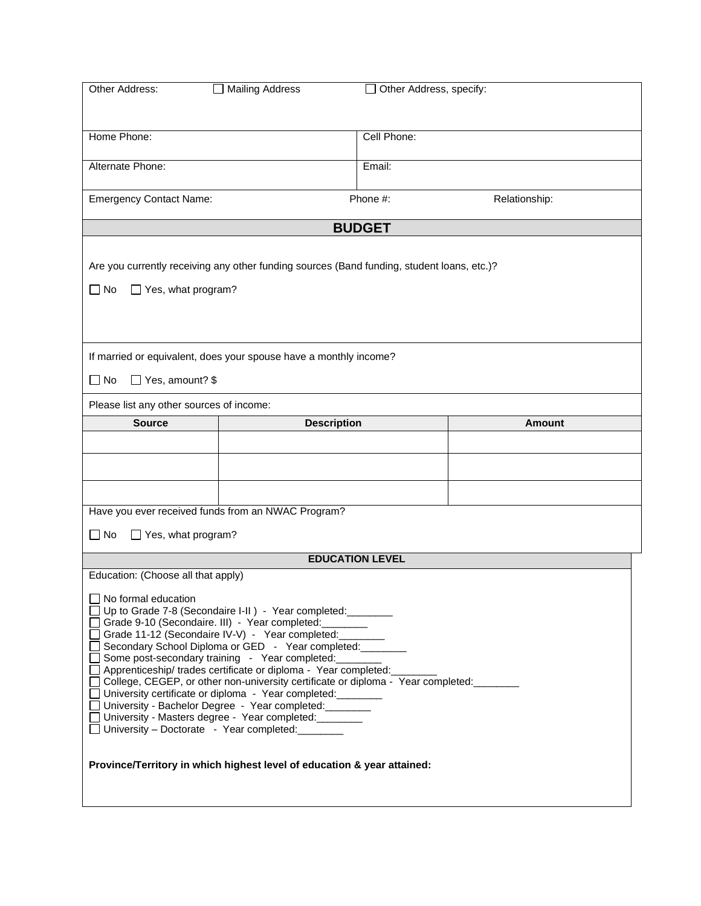| | | |
|---|---|---|
| Other Address: | ☐ Mailing Address | ☐ Other Address, specify: |
| Home Phone: | | Cell Phone: |
| Alternate Phone: | | Email: |
| Emergency Contact Name: | Phone #: | Relationship: |

## BUDGET

Are you currently receiving any other funding sources (Band funding, student loans, etc.)?

☐ No ☐ Yes, what program?

If married or equivalent, does your spouse have a monthly income?

☐ No ☐ Yes, amount? $

Please list any other sources of income:

| Source | Description | Amount |
|---|---|---|
| | | |
| | | |
| | | |

Have you ever received funds from an NWAC Program?

☐ No ☐ Yes, what program?

### EDUCATION LEVEL

Education: (Choose all that apply)

☐ No formal education
☐ Up to Grade 7-8 (Secondaire I-II ) - Year completed:________
☐ Grade 9-10 (Secondaire. III) - Year completed:________
☐ Grade 11-12 (Secondaire IV-V) - Year completed:________
☐ Secondary School Diploma or GED - Year completed:________
☐ Some post-secondary training - Year completed:________
☐ Apprenticeship/ trades certificate or diploma - Year completed:________
☐ College, CEGEP, or other non-university certificate or diploma - Year completed:________
☐ University certificate or diploma - Year completed:________
☐ University - Bachelor Degree - Year completed:________
☐ University - Masters degree - Year completed:________
☐ University – Doctorate - Year completed:________

**Province/Territory in which highest level of education & year attained:**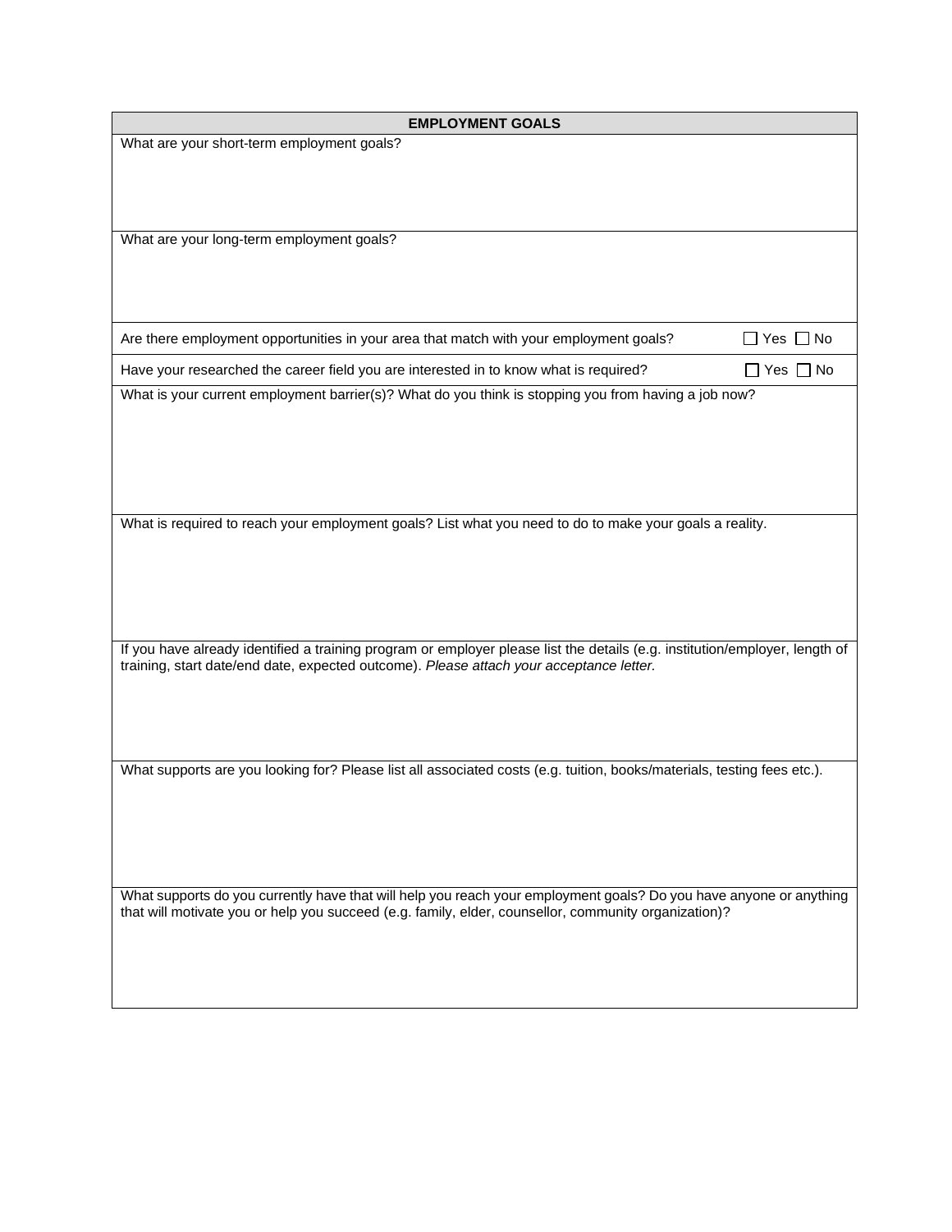| EMPLOYMENT GOALS |
|---|
| What are your short-term employment goals? |
| What are your long-term employment goals? |
| Are there employment opportunities in your area that match with your employment goals? ☐ Yes ☐ No |
| Have your researched the career field you are interested in to know what is required? ☐ Yes ☐ No |
| What is your current employment barrier(s)? What do you think is stopping you from having a job now? |
| What is required to reach your employment goals? List what you need to do to make your goals a reality. |
| If you have already identified a training program or employer please list the details (e.g. institution/employer, length of training, start date/end date, expected outcome). *Please attach your acceptance letter.* |
| What supports are you looking for? Please list all associated costs (e.g. tuition, books/materials, testing fees etc.). |
| What supports do you currently have that will help you reach your employment goals? Do you have anyone or anything that will motivate you or help you succeed (e.g. family, elder, counsellor, community organization)? |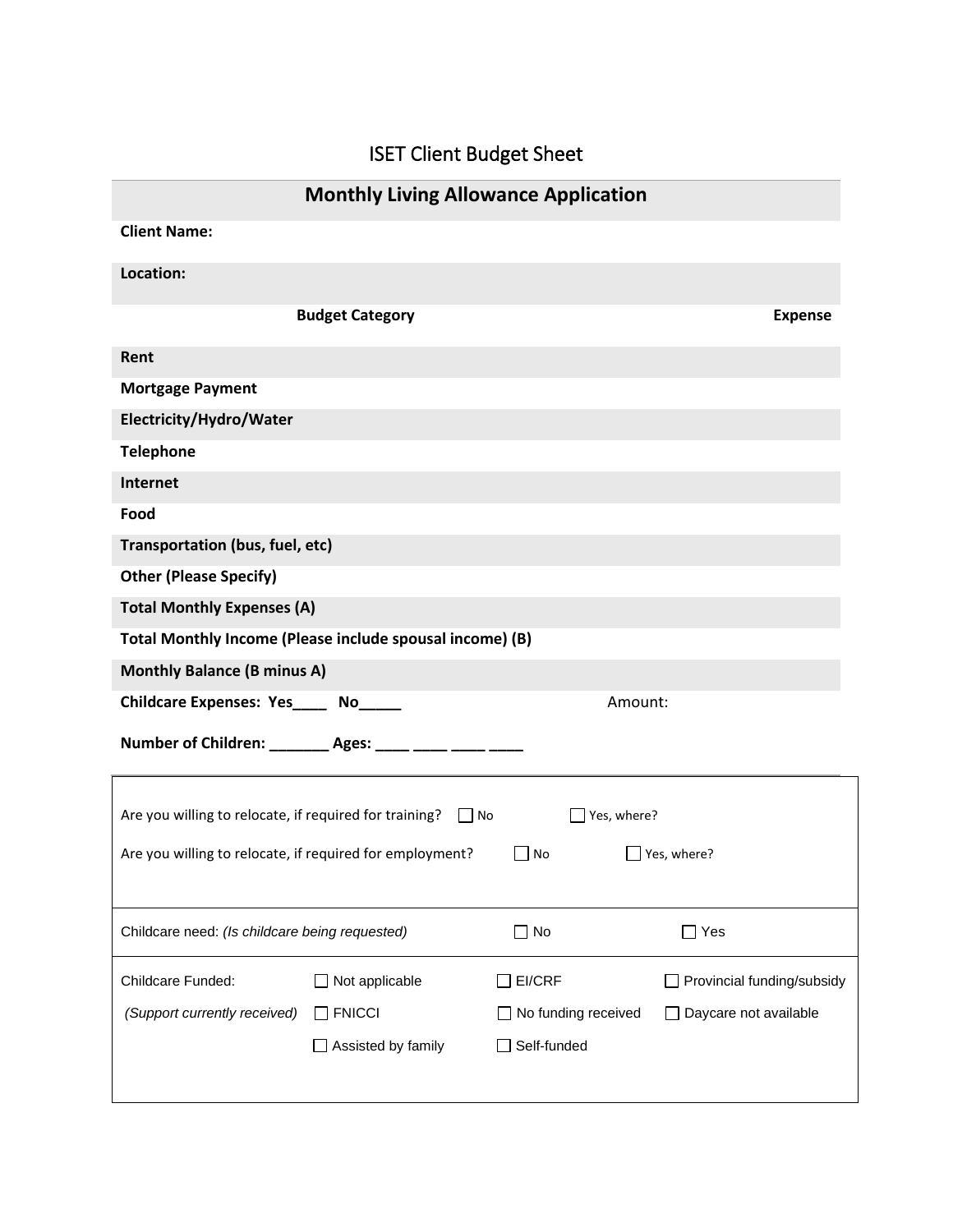# ISET Client Budget Sheet

## Monthly Living Allowance Application

**Client Name:**

**Location:**

| Budget Category | Expense |
|---|---|
| **Rent** | |
| **Mortgage Payment** | |
| **Electricity/Hydro/Water** | |
| **Telephone** | |
| **Internet** | |
| **Food** | |
| **Transportation (bus, fuel, etc)** | |
| **Other (Please Specify)** | |
| **Total Monthly Expenses (A)** | |
| **Total Monthly Income (Please include spousal income) (B)** | |
| **Monthly Balance (B minus A)** | |

**Childcare Expenses: Yes____ No_____** Amount:

**Number of Children: _______ Ages: ____ ____ ____ ____**

Are you willing to relocate, if required for training? ☐ No ☐ Yes, where?

Are you willing to relocate, if required for employment? ☐ No ☐ Yes, where?

Childcare need: *(Is childcare being requested)* ☐ No ☐ Yes

| Childcare Funded: | ☐ Not applicable | ☐ EI/CRF | ☐ Provincial funding/subsidy |
|---|---|---|---|
| *(Support currently received)* | ☐ FNICCI | ☐ No funding received | ☐ Daycare not available |
| | ☐ Assisted by family | ☐ Self-funded | |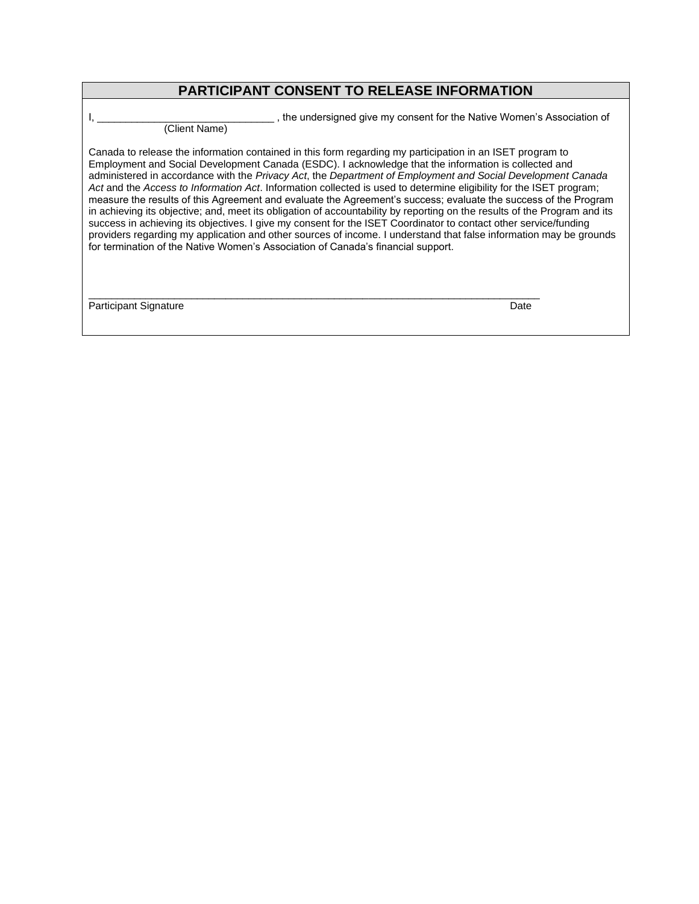## PARTICIPANT CONSENT TO RELEASE INFORMATION

I, ______________________________ , the undersigned give my consent for the Native Women's Association of
(Client Name)

Canada to release the information contained in this form regarding my participation in an ISET program to Employment and Social Development Canada (ESDC). I acknowledge that the information is collected and administered in accordance with the *Privacy Act*, the *Department of Employment and Social Development Canada Act* and the *Access to Information Act*. Information collected is used to determine eligibility for the ISET program; measure the results of this Agreement and evaluate the Agreement's success; evaluate the success of the Program in achieving its objective; and, meet its obligation of accountability by reporting on the results of the Program and its success in achieving its objectives. I give my consent for the ISET Coordinator to contact other service/funding providers regarding my application and other sources of income. I understand that false information may be grounds for termination of the Native Women's Association of Canada's financial support.

_____________________________________________________________________________

Participant Signature                                                                                                    Date